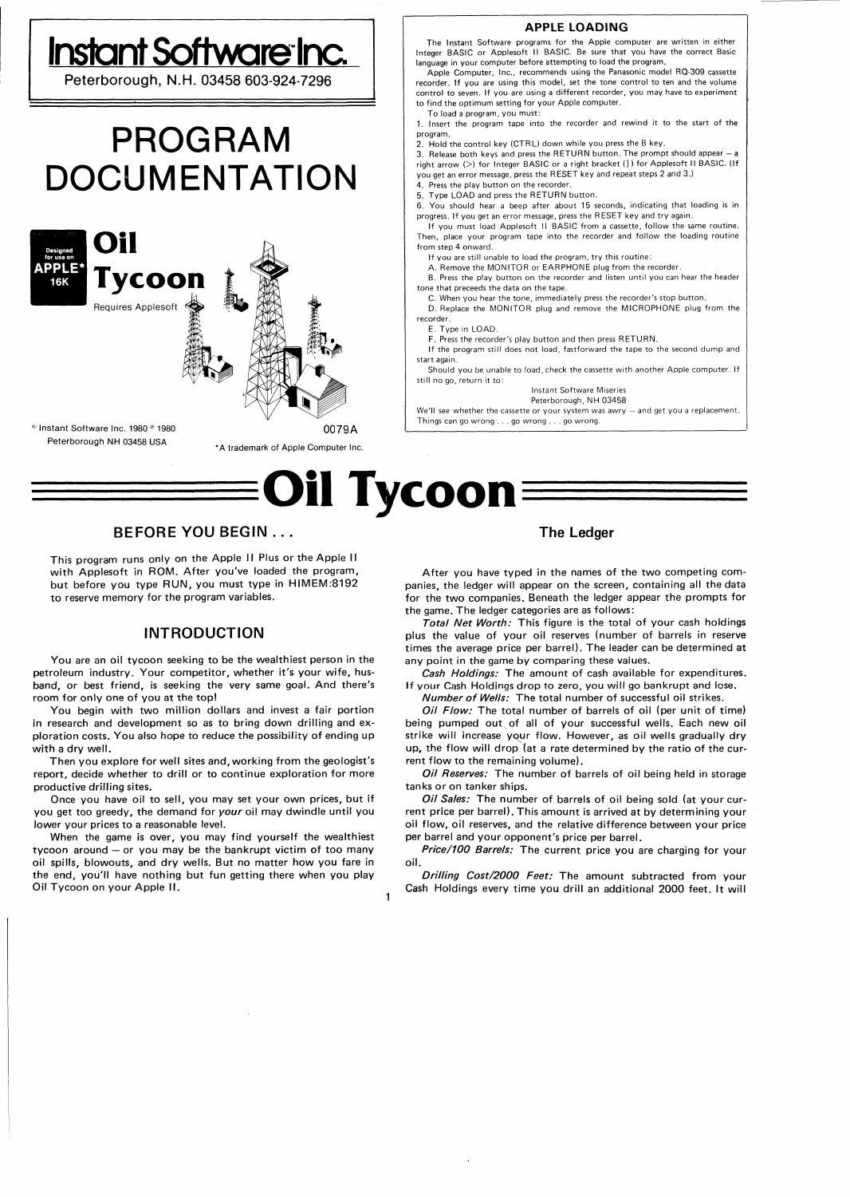# Instant Software Inc.

Peterborough, N.H. 03458 603-924-7296

# PROGRAM DOCUMENTATION

Designed for use on APPLE* 16K

## Oil Tycoon

Requires Applesoft

© Instant Software Inc. 1980 ® 1980
Peterborough NH 03458 USA

0079A

*A trademark of Apple Computer Inc.

### APPLE LOADING

The Instant Software programs for the Apple computer are written in either Integer BASIC or Applesoft II BASIC. Be sure that you have the correct Basic language in your computer before attempting to load the program.

Apple Computer, Inc., recommends using the Panasonic model RQ-309 cassette recorder. If you are using this model, set the tone control to ten and the volume control to seven. If you are using a different recorder, you may have to experiment to find the optimum setting for your Apple computer.

To load a program, you must:

1. Insert the program tape into the recorder and rewind it to the start of the program.
2. Hold the control key (CTRL) down while you press the B key.
3. Release both keys and press the RETURN button. The prompt should appear – a right arrow (>) for Integer BASIC or a right bracket (]) for Applesoft II BASIC. (If you get an error message, press the RESET key and repeat steps 2 and 3.)
4. Press the play button on the recorder.
5. Type LOAD and press the RETURN button.
6. You should hear a beep after about 15 seconds, indicating that loading is in progress. If you get an error message, press the RESET key and try again.

If you must load Applesoft II BASIC from a cassette, follow the same routine. Then, place your program tape into the recorder and follow the loading routine from step 4 onward.

If you are still unable to load the program, try this routine:

A. Remove the MONITOR or EARPHONE plug from the recorder.
B. Press the play button on the recorder and listen until you can hear the header tone that preceeds the data on the tape.
C. When you hear the tone, immediately press the recorder's stop button.
D. Replace the MONITOR plug and remove the MICROPHONE plug from the recorder.
E. Type in LOAD.
F. Press the recorder's play button and then press RETURN.

If the program still does not load, fastforward the tape to the second dump and start again.

Should you be unable to load, check the cassette with another Apple computer. If still no go, return it to:

Instant Software Miseries
Peterborough, NH 03458

We'll see whether the cassette or your system was awry – and get you a replacement. Things can go wrong . . . go wrong . . . go wrong.

# Oil Tycoon

## BEFORE YOU BEGIN . . .

This program runs only on the Apple II Plus or the Apple II with Applesoft in ROM. After you've loaded the program, but before you type RUN, you must type in HIMEM:8192 to reserve memory for the program variables.

## INTRODUCTION

You are an oil tycoon seeking to be the wealthiest person in the petroleum industry. Your competitor, whether it's your wife, husband, or best friend, is seeking the very same goal. And there's room for only one of you at the top!

You begin with two million dollars and invest a fair portion in research and development so as to bring down drilling and exploration costs. You also hope to reduce the possibility of ending up with a dry well.

Then you explore for well sites and, working from the geologist's report, decide whether to drill or to continue exploration for more productive drilling sites.

Once you have oil to sell, you may set your own prices, but if you get too greedy, the demand for *your* oil may dwindle until you lower your prices to a reasonable level.

When the game is over, you may find yourself the wealthiest tycoon around – or you may be the bankrupt victim of too many oil spills, blowouts, and dry wells. But no matter how you fare in the end, you'll have nothing but fun getting there when you play Oil Tycoon on your Apple II.

## The Ledger

After you have typed in the names of the two competing companies, the ledger will appear on the screen, containing all the data for the two companies. Beneath the ledger appear the prompts for the game. The ledger categories are as follows:

*Total Net Worth:* This figure is the total of your cash holdings plus the value of your oil reserves (number of barrels in reserve times the average price per barrel). The leader can be determined at any point in the game by comparing these values.

*Cash Holdings:* The amount of cash available for expenditures. If your Cash Holdings drop to zero, you will go bankrupt and lose.

*Number of Wells:* The total number of successful oil strikes.

*Oil Flow:* The total number of barrels of oil (per unit of time) being pumped out of all of your successful wells. Each new oil strike will increase your flow. However, as oil wells gradually dry up, the flow will drop (at a rate determined by the ratio of the current flow to the remaining volume).

*Oil Reserves:* The number of barrels of oil being held in storage tanks or on tanker ships.

*Oil Sales:* The number of barrels of oil being sold (at your current price per barrel). This amount is arrived at by determining your oil flow, oil reserves, and the relative difference between your price per barrel and your opponent's price per barrel.

*Price/100 Barrels:* The current price you are charging for your oil.

*Drilling Cost/2000 Feet:* The amount subtracted from your Cash Holdings every time you drill an additional 2000 feet. It will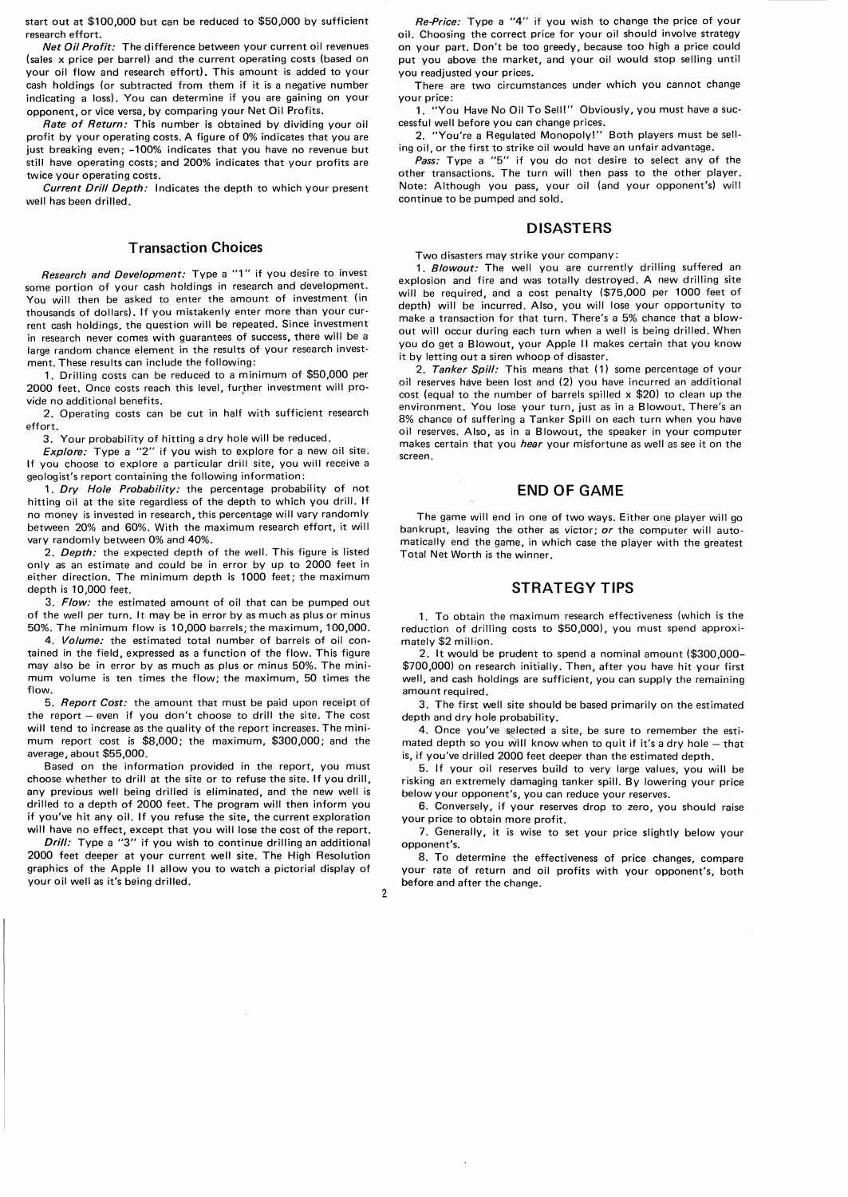start out at $100,000 but can be reduced to $50,000 by sufficient research effort.

*Net Oil Profit:* The difference between your current oil revenues (sales x price per barrel) and the current operating costs (based on your oil flow and research effort). This amount is added to your cash holdings (or subtracted from them if it is a negative number indicating a loss). You can determine if you are gaining on your opponent, or vice versa, by comparing your Net Oil Profits.

*Rate of Return:* This number is obtained by dividing your oil profit by your operating costs. A figure of 0% indicates that you are just breaking even; -100% indicates that you have no revenue but still have operating costs; and 200% indicates that your profits are twice your operating costs.

*Current Drill Depth:* Indicates the depth to which your present well has been drilled.

## Transaction Choices

*Research and Development:* Type a "1" if you desire to invest some portion of your cash holdings in research and development. You will then be asked to enter the amount of investment (in thousands of dollars). If you mistakenly enter more than your current cash holdings, the question will be repeated. Since investment in research never comes with guarantees of success, there will be a large random chance element in the results of your research investment. These results can include the following:

1. Drilling costs can be reduced to a minimum of $50,000 per 2000 feet. Once costs reach this level, further investment will provide no additional benefits.
2. Operating costs can be cut in half with sufficient research effort.
3. Your probability of hitting a dry hole will be reduced.

*Explore:* Type a "2" if you wish to explore for a new oil site. If you choose to explore a particular drill site, you will receive a geologist's report containing the following information:

1. *Dry Hole Probability:* the percentage probability of not hitting oil at the site regardless of the depth to which you drill. If no money is invested in research, this percentage will vary randomly between 20% and 60%. With the maximum research effort, it will vary randomly between 0% and 40%.
2. *Depth:* the expected depth of the well. This figure is listed only as an estimate and could be in error by up to 2000 feet in either direction. The minimum depth is 1000 feet; the maximum depth is 10,000 feet.
3. *Flow:* the estimated amount of oil that can be pumped out of the well per turn. It may be in error by as much as plus or minus 50%. The minimum flow is 10,000 barrels; the maximum, 100,000.
4. *Volume:* the estimated total number of barrels of oil contained in the field, expressed as a function of the flow. This figure may also be in error by as much as plus or minus 50%. The minimum volume is ten times the flow; the maximum, 50 times the flow.
5. *Report Cost:* the amount that must be paid upon receipt of the report — even if you don't choose to drill the site. The cost will tend to increase as the quality of the report increases. The minimum report cost is $8,000; the maximum, $300,000; and the average, about $55,000.

Based on the information provided in the report, you must choose whether to drill at the site or to refuse the site. If you drill, any previous well being drilled is eliminated, and the new well is drilled to a depth of 2000 feet. The program will then inform you if you've hit any oil. If you refuse the site, the current exploration will have no effect, except that you will lose the cost of the report.

*Drill:* Type a "3" if you wish to continue drilling an additional 2000 feet deeper at your current well site. The High Resolution graphics of the Apple II allow you to watch a pictorial display of your oil well as it's being drilled.

*Re-Price:* Type a "4" if you wish to change the price of your oil. Choosing the correct price for your oil should involve strategy on your part. Don't be too greedy, because too high a price could put you above the market, and your oil would stop selling until you readjusted your prices.

There are two circumstances under which you cannot change your price:

1. "You Have No Oil To Sell!" Obviously, you must have a successful well before you can change prices.
2. "You're a Regulated Monopoly!" Both players must be selling oil, or the first to strike oil would have an unfair advantage.

*Pass:* Type a "5" if you do not desire to select any of the other transactions. The turn will then pass to the other player. Note: Although you pass, your oil (and your opponent's) will continue to be pumped and sold.

## DISASTERS

Two disasters may strike your company:

1. *Blowout:* The well you are currently drilling suffered an explosion and fire and was totally destroyed. A new drilling site will be required, and a cost penalty ($75,000 per 1000 feet of depth) will be incurred. Also, you will lose your opportunity to make a transaction for that turn. There's a 5% chance that a blowout will occur during each turn when a well is being drilled. When you do get a Blowout, your Apple II makes certain that you know it by letting out a siren whoop of disaster.
2. *Tanker Spill:* This means that (1) some percentage of your oil reserves have been lost and (2) you have incurred an additional cost (equal to the number of barrels spilled x $20) to clean up the environment. You lose your turn, just as in a Blowout. There's an 8% chance of suffering a Tanker Spill on each turn when you have oil reserves. Also, as in a Blowout, the speaker in your computer makes certain that you *hear* your misfortune as well as see it on the screen.

## END OF GAME

The game will end in one of two ways. Either one player will go bankrupt, leaving the other as victor; *or* the computer will automatically end the game, in which case the player with the greatest Total Net Worth is the winner.

## STRATEGY TIPS

1. To obtain the maximum research effectiveness (which is the reduction of drilling costs to $50,000), you must spend approximately $2 million.
2. It would be prudent to spend a nominal amount ($300,000–$700,000) on research initially. Then, after you have hit your first well, and cash holdings are sufficient, you can supply the remaining amount required.
3. The first well site should be based primarily on the estimated depth and dry hole probability.
4. Once you've selected a site, be sure to remember the estimated depth so you will know when to quit if it's a dry hole — that is, if you've drilled 2000 feet deeper than the estimated depth.
5. If your oil reserves build to very large values, you will be risking an extremely damaging tanker spill. By lowering your price below your opponent's, you can reduce your reserves.
6. Conversely, if your reserves drop to zero, you should raise your price to obtain more profit.
7. Generally, it is wise to set your price slightly below your opponent's.
8. To determine the effectiveness of price changes, compare your rate of return and oil profits with your opponent's, both before and after the change.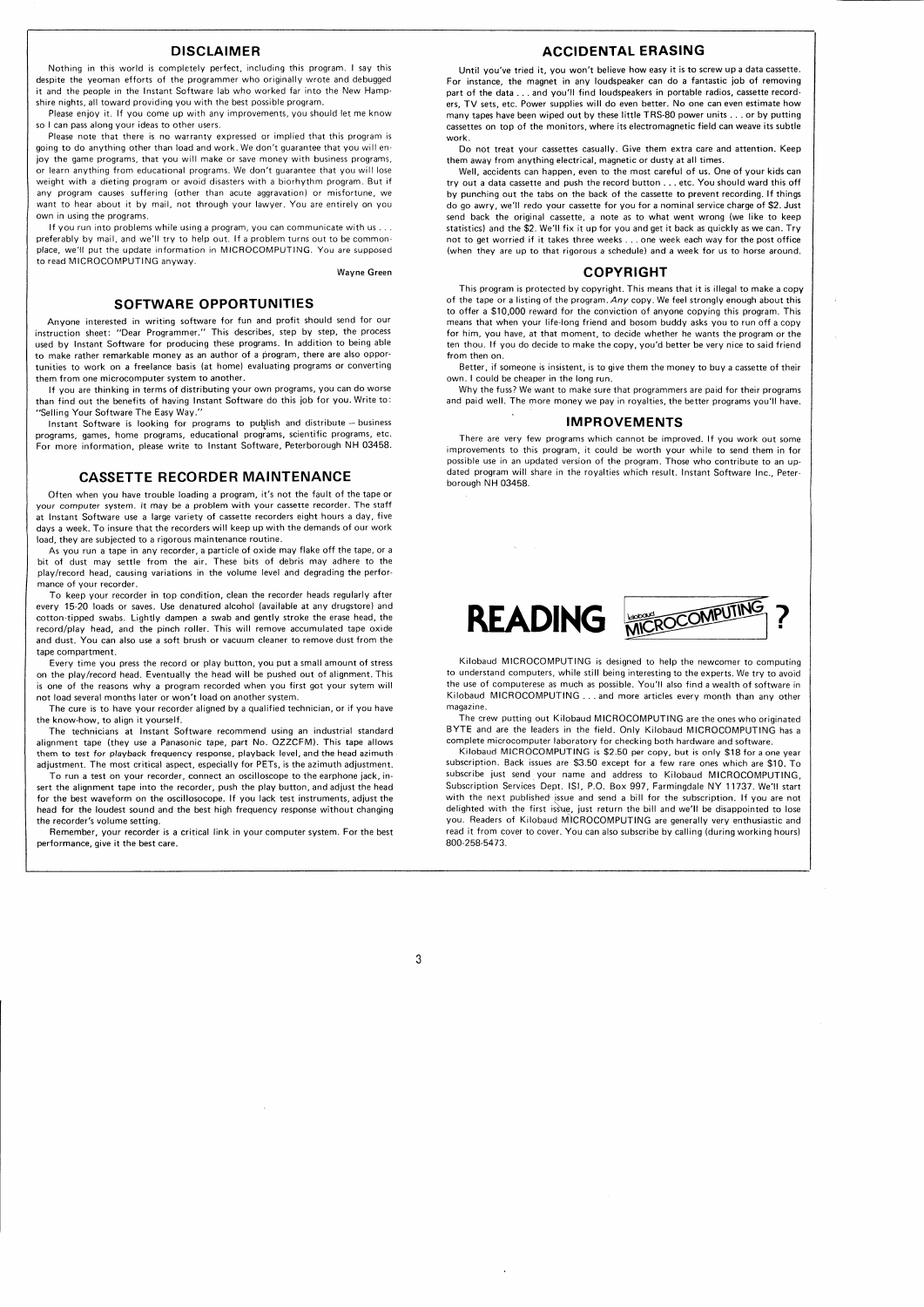## DISCLAIMER

Nothing in this world is completely perfect, including this program. I say this despite the yeoman efforts of the programmer who originally wrote and debugged it and the people in the Instant Software lab who worked far into the New Hampshire nights, all toward providing you with the best possible program.

Please enjoy it. If you come up with any improvements, you should let me know so I can pass along your ideas to other users.

Please note that there is no warranty expressed or implied that this program is going to do anything other than load and work. We don't guarantee that you will enjoy the game programs, that you will make or save money with business programs, or learn anything from educational programs. We don't guarantee that you will lose weight with a dieting program or avoid disasters with a biorhythm program. But if any program causes suffering (other than acute aggravation) or misfortune, we want to hear about it by mail, not through your lawyer. You are entirely on you own in using the programs.

If you run into problems while using a program, you can communicate with us . . . preferably by mail, and we'll try to help out. If a problem turns out to be commonplace, we'll put the update information in MICROCOMPUTING. You are supposed to read MICROCOMPUTING anyway.

Wayne Green

## SOFTWARE OPPORTUNITIES

Anyone interested in writing software for fun and profit should send for our instruction sheet: "Dear Programmer." This describes, step by step, the process used by Instant Software for producing these programs. In addition to being able to make rather remarkable money as an author of a program, there are also opportunities to work on a freelance basis (at home) evaluating programs or converting them from one microcomputer system to another.

If you are thinking in terms of distributing your own programs, you can do worse than find out the benefits of having Instant Software do this job for you. Write to: "Selling Your Software The Easy Way."

Instant Software is looking for programs to publish and distribute – business programs, games, home programs, educational programs, scientific programs, etc. For more information, please write to Instant Software, Peterborough NH 03458.

## CASSETTE RECORDER MAINTENANCE

Often when you have trouble loading a program, it's not the fault of the tape or your computer system. It may be a problem with your cassette recorder. The staff at Instant Software use a large variety of cassette recorders eight hours a day, five days a week. To insure that the recorders will keep up with the demands of our work load, they are subjected to a rigorous maintenance routine.

As you run a tape in any recorder, a particle of oxide may flake off the tape, or a bit of dust may settle from the air. These bits of debris may adhere to the play/record head, causing variations in the volume level and degrading the performance of your recorder.

To keep your recorder in top condition, clean the recorder heads regularly after every 15-20 loads or saves. Use denatured alcohol (available at any drugstore) and cotton-tipped swabs. Lightly dampen a swab and gently stroke the erase head, the record/play head, and the pinch roller. This will remove accumulated tape oxide and dust. You can also use a soft brush or vacuum cleaner to remove dust from the tape compartment.

Every time you press the record or play button, you put a small amount of stress on the play/record head. Eventually the head will be pushed out of alignment. This is one of the reasons why a program recorded when you first got your sytem will not load several months later or won't load on another system.

The cure is to have your recorder aligned by a qualified technician, or if you have the know-how, to align it yourself.

The technicians at Instant Software recommend using an industrial standard alignment tape (they use a Panasonic tape, part No. QZZCFM). This tape allows them to test for playback frequency response, playback level, and the head azimuth adjustment. The most critical aspect, especially for PETs, is the azimuth adjustment.

To run a test on your recorder, connect an oscilloscope to the earphone jack, insert the alignment tape into the recorder, push the play button, and adjust the head for the best waveform on the oscillosocope. If you lack test instruments, adjust the head for the loudest sound and the best high frequency response without changing the recorder's volume setting.

Remember, your recorder is a critical link in your computer system. For the best performance, give it the best care.

## ACCIDENTAL ERASING

Until you've tried it, you won't believe how easy it is to screw up a data cassette. For instance, the magnet in any loudspeaker can do a fantastic job of removing part of the data . . . and you'll find loudspeakers in portable radios, cassette recorders, TV sets, etc. Power supplies will do even better. No one can even estimate how many tapes have been wiped out by these little TRS-80 power units . . . or by putting cassettes on top of the monitors, where its electromagnetic field can weave its subtle work.

Do not treat your cassettes casually. Give them extra care and attention. Keep them away from anything electrical, magnetic or dusty at all times.

Well, accidents can happen, even to the most careful of us. One of your kids can try out a data cassette and push the record button . . . etc. You should ward this off by punching out the tabs on the back of the cassette to prevent recording. If things do go awry, we'll redo your cassette for you for a nominal service charge of $2. Just send back the original cassette, a note as to what went wrong (we like to keep statistics) and the $2. We'll fix it up for you and get it back as quickly as we can. Try not to get worried if it takes three weeks . . . one week each way for the post office (when they are up to that rigorous a schedule) and a week for us to horse around.

## COPYRIGHT

This program is protected by copyright. This means that it is illegal to make a copy of the tape or a listing of the program. *Any* copy. We feel strongly enough about this to offer a $10,000 reward for the conviction of anyone copying this program. This means that when your life-long friend and bosom buddy asks you to run off a copy for him, you have, at that moment, to decide whether he wants the program or the ten thou. If you do decide to make the copy, you'd better be very nice to said friend from then on.

Better, if someone is insistent, is to give them the money to buy a cassette of their own. I could be cheaper in the long run.

Why the fuss? We want to make sure that programmers are paid for their programs and paid well. The more money we pay in royalties, the better programs you'll have.

## IMPROVEMENTS

There are very few programs which cannot be improved. If you work out some improvements to this program, it could be worth your while to send them in for possible use in an updated version of the program. Those who contribute to an updated program will share in the royalties which result. Instant Software Inc., Peterborough NH 03458.

## READING Kilobaud MICROCOMPUTING ?

Kilobaud MICROCOMPUTING is designed to help the newcomer to computing to understand computers, while still being interesting to the experts. We try to avoid the use of computerese as much as possible. You'll also find a wealth of software in Kilobaud MICROCOMPUTING . . . and more articles every month than any other magazine.

The crew putting out Kilobaud MICROCOMPUTING are the ones who originated BYTE and are the leaders in the field. Only Kilobaud MICROCOMPUTING has a complete microcomputer laboratory for checking both hardware and software.

Kilobaud MICROCOMPUTING is $2.50 per copy, but is only $18 for a one year subscription. Back issues are $3.50 except for a few rare ones which are $10. To subscribe just send your name and address to Kilobaud MICROCOMPUTING, Subscription Services Dept. ISI, P.O. Box 997, Farmingdale NY 11737. We'll start with the next published issue and send a bill for the subscription. If you are not delighted with the first issue, just return the bill and we'll be disappointed to lose you. Readers of Kilobaud MICROCOMPUTING are generally very enthusiastic and read it from cover to cover. You can also subscribe by calling (during working hours) 800-258-5473.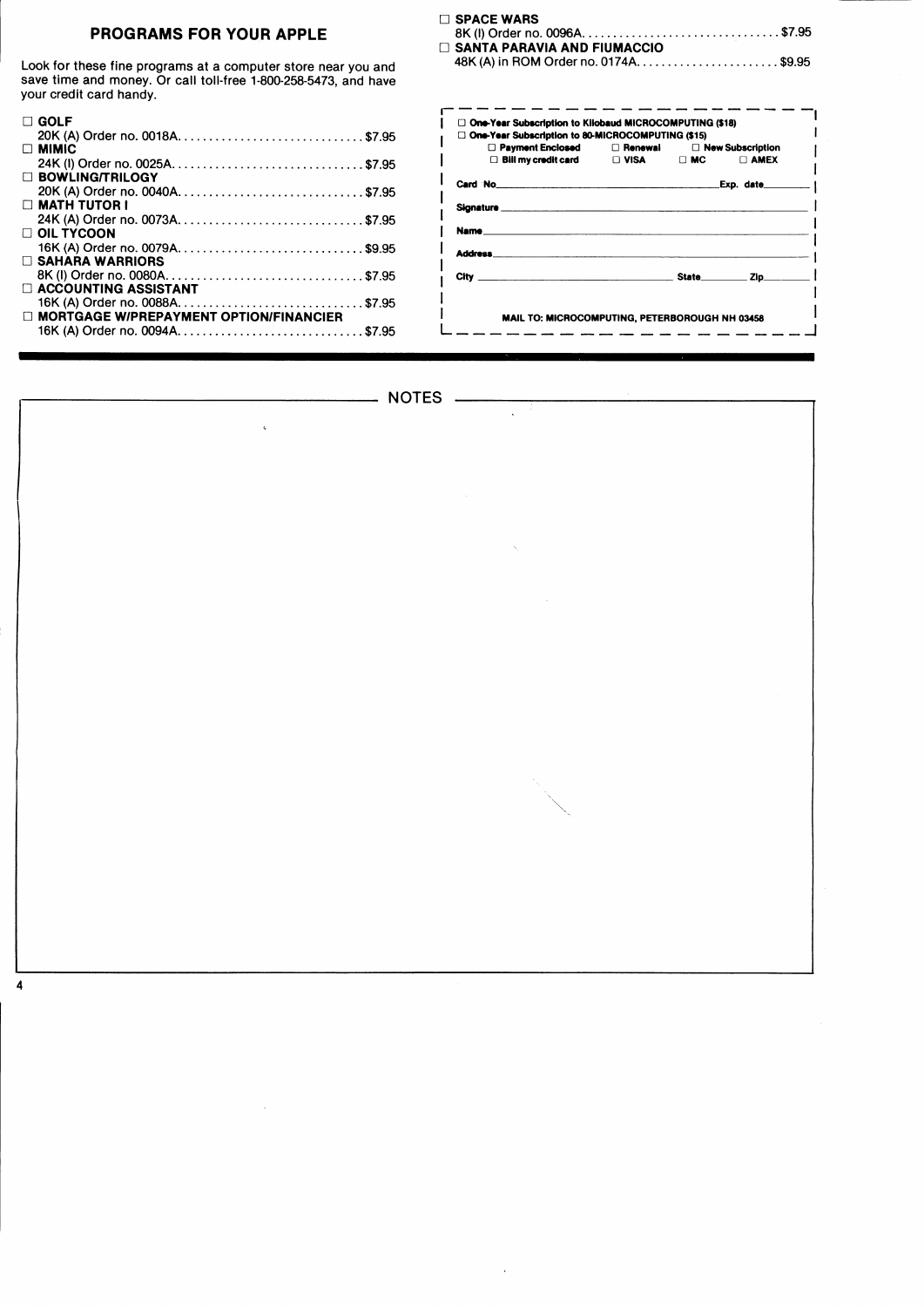## PROGRAMS FOR YOUR APPLE

Look for these fine programs at a computer store near you and save time and money. Or call toll-free 1-800-258-5473, and have your credit card handy.

- ☐ **GOLF**
  20K (A) Order no. 0018A.............................$7.95
- ☐ **MIMIC**
  24K (I) Order no. 0025A.............................$7.95
- ☐ **BOWLING/TRILOGY**
  20K (A) Order no. 0040A.............................$7.95
- ☐ **MATH TUTOR I**
  24K (A) Order no. 0073A.............................$7.95
- ☐ **OIL TYCOON**
  16K (A) Order no. 0079A.............................$9.95
- ☐ **SAHARA WARRIORS**
  8K (I) Order no. 0080A.............................$7.95
- ☐ **ACCOUNTING ASSISTANT**
  16K (A) Order no. 0088A.............................$7.95
- ☐ **MORTGAGE W/PREPAYMENT OPTION/FINANCIER**
  16K (A) Order no. 0094A.............................$7.95
- ☐ **SPACE WARS**
  8K (I) Order no. 0096A.............................$7.95
- ☐ **SANTA PARAVIA AND FIUMACCIO**
  48K (A) in ROM Order no. 0174A.......................$9.95

---

☐ **One-Year Subscription to Kilobaud MICROCOMPUTING ($18)**
☐ **One-Year Subscription to 80-MICROCOMPUTING ($15)**

☐ **Payment Enclosed** ☐ **Renewal** ☐ **New Subscription**
☐ **Bill my credit card** ☐ **VISA** ☐ **MC** ☐ **AMEX**

**Card No**_______________________ **Exp. date**________

**Signature** _______________________

**Name** _______________________

**Address** _______________________

**City** _______________ **State**________ **Zip**________

**MAIL TO: MICROCOMPUTING, PETERBOROUGH NH 03458**

---

## NOTES